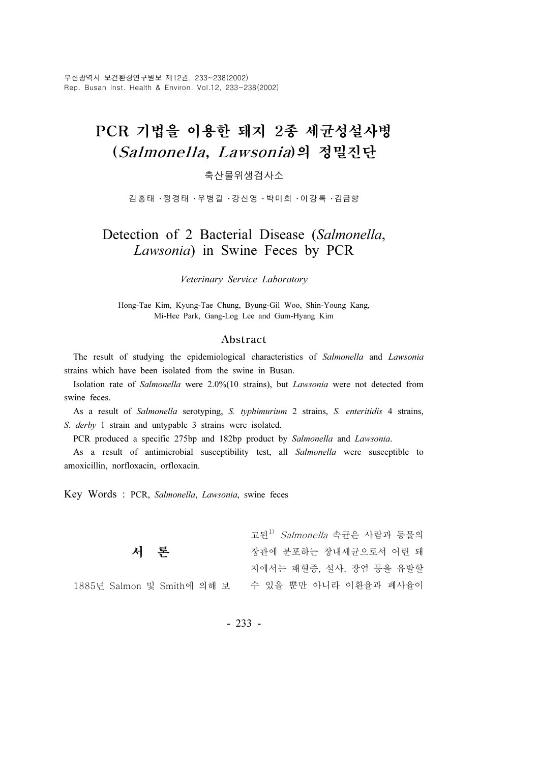# PCR 기법을 이용한 돼지 2종 세균성설사병 (*Salmonella*, *Lawsonia*)의 정밀진단

축산물위생검사소

김홍태 · 정경태 · 우병길 · 강신영 · 박미희 · 이강록 · 김금향

# Detection of 2 Bacterial Disease (*Salmonella*, *Lawsonia*) in Swine Feces by PCR

*Veterinary Service Laboratory*

Hong-Tae Kim, Kyung-Tae Chung, Byung-Gil Woo, Shin-Young Kang, Mi-Hee Park, Gang-Log Lee and Gum-Hyang Kim

## Abstract

The result of studying the epidemiological characteristics of *Salmonella* and *Lawsonia* strains which have been isolated from the swine in Busan.

Isolation rate of *Salmonella* were 2.0%(10 strains), but *Lawsonia* were not detected from swine feces.

As a result of *Salmonella* serotyping, *S. typhimurium* 2 strains, *S. enteritidis* 4 strains, *S. derby* 1 strain and untypable 3 strains were isolated.

PCR produced a specific 275bp and 182bp product by *Salmonella* and *Lawsonia*.

As a result of antimicrobial susceptibility test, all *Salmonella* were susceptible to amoxicillin, norfloxacin, orfloxacin.

Key Words : PCR, *Salmonella*, *Lawsonia*, swine feces

## 서 론

1885년 Salmon 및 Smith에 의해 보고된[1] *Salmonella* 속균은 사람과 동물의 장관에 분포하는 장내세균으로서 어린 돼지에서는 패혈증, 설사, 장염 등을 유발할 수 있을 뿐만 아니라 이환율과 폐사율이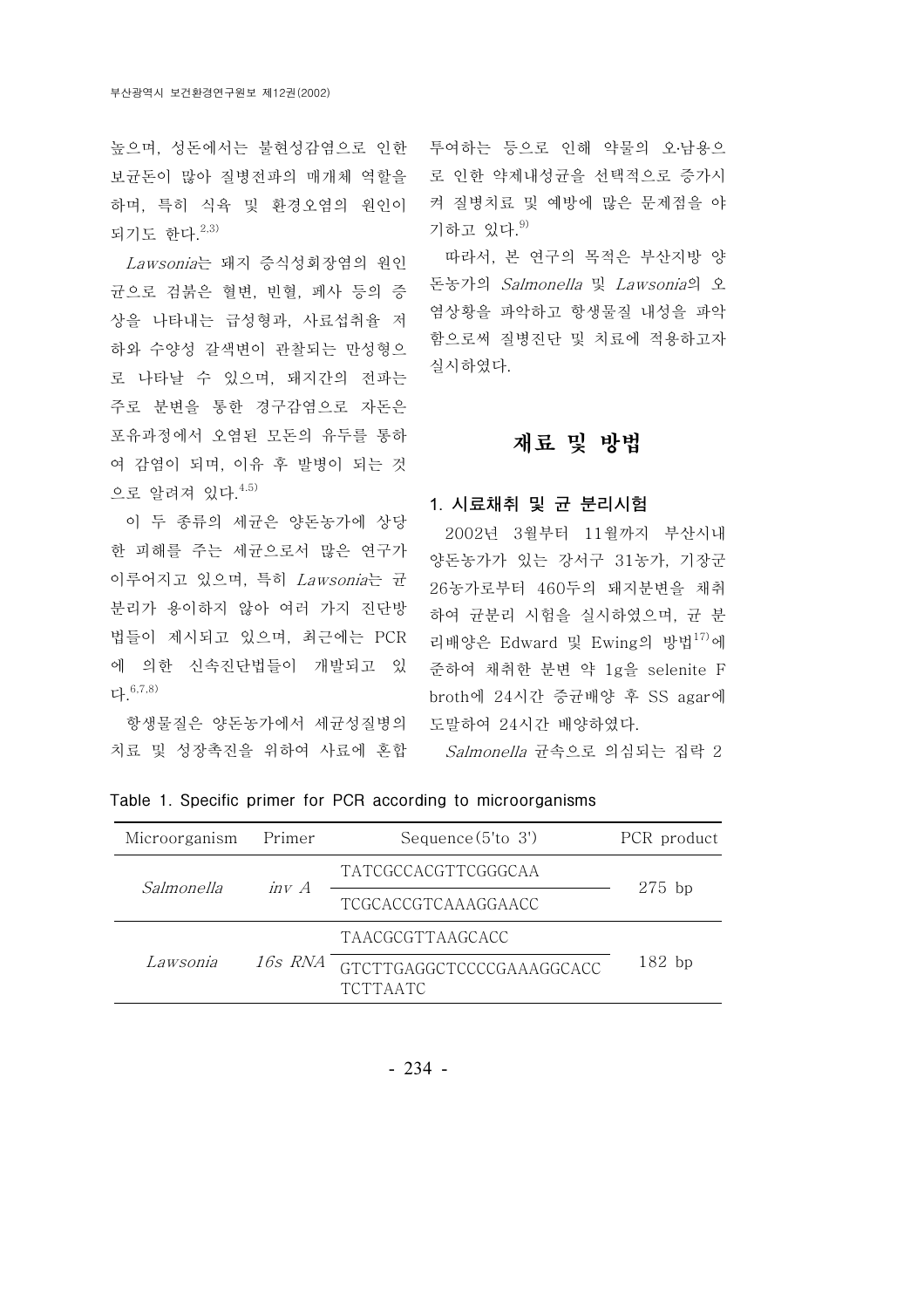높으며, 성돈에서는 불현성감염으로 인한 보균돈이 많아 질병전파의 매개체 역할을 하며, 특히 식육 및 환경오염의 원인이 되기도 한다.[2,3]

*Lawsonia*는 돼지 증식성회장염의 원인균으로 검붉은 혈변, 빈혈, 폐사 등의 증상을 나타내는 급성형과, 사료섭취율 저하와 수양성 갈색변이 관찰되는 만성형으로 나타날 수 있으며, 돼지간의 전파는 주로 분변을 통한 경구감염으로 자돈은 포유과정에서 오염된 모돈의 유두를 통하여 감염이 되며, 이유 후 발병이 되는 것으로 알려져 있다.[4,5]

이 두 종류의 세균은 양돈농가에 상당한 피해를 주는 세균으로서 많은 연구가 이루어지고 있으며, 특히 *Lawsonia*는 균분리가 용이하지 않아 여러 가지 진단방법들이 제시되고 있으며, 최근에는 PCR에 의한 신속진단법들이 개발되고 있다.[6,7,8]

항생물질은 양돈농가에서 세균성질병의 치료 및 성장촉진을 위하여 사료에 혼합투여하는 등으로 인해 약물의 오·남용으로 인한 약제내성균을 선택적으로 증가시켜 질병치료 및 예방에 많은 문제점을 야기하고 있다.[9]

따라서, 본 연구의 목적은 부산지방 양돈농가의 *Salmonella* 및 *Lawsonia*의 오염상황을 파악하고 항생물질 내성을 파악함으로써 질병진단 및 치료에 적용하고자 실시하였다.

## 재료 및 방법

### 1. 시료채취 및 균 분리시험

2002년 3월부터 11월까지 부산시내 양돈농가가 있는 강서구 31농가, 기장군 26농가로부터 460두의 돼지분변을 채취하여 균분리 시험을 실시하였으며, 균 분리배양은 Edward 및 Ewing의 방법[17]에 준하여 채취한 분변 약 1g을 selenite F broth에 24시간 증균배양 후 SS agar에 도말하여 24시간 배양하였다.

*Salmonella* 균속으로 의심되는 집락 2

Table 1. Specific primer for PCR according to microorganisms

| Microorganism | Primer | Sequence(5'to 3') | PCR product |
|---|---|---|---|
| *Salmonella* | *inv A* | TATCGCCACGTTCGGGCAA | 275 bp |
| | | TCGCACCGTCAAAGGAACC | |
| *Lawsonia* | *16s RNA* | TAACGCGTTAAGCACC | 182 bp |
| | | GTCTTGAGGCTCCCCGAAAGGCACCTCTTAATC | |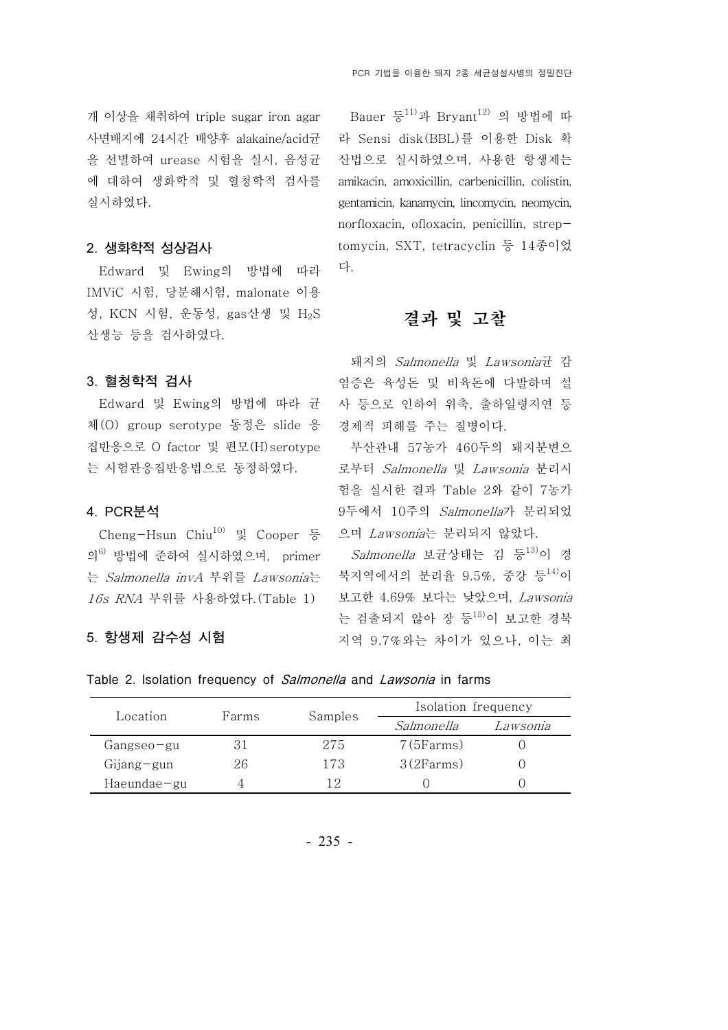개 이상을 채취하여 triple sugar iron agar 사면배지에 24시간 배양후 alakaine/acid균을 선별하여 urease 시험을 실시, 음성균에 대하여 생화학적 및 혈청학적 검사를 실시하였다.

### 2. 생화학적 성상검사

Edward 및 Ewing의 방법에 따라 IMViC 시험, 당분해시험, malonate 이용성, KCN 시험, 운동성, gas산생 및 $H_2S$ 산생능 등을 검사하였다.

### 3. 혈청학적 검사

Edward 및 Ewing의 방법에 따라 균체(O) group serotype 동정은 slide 응집반응으로 O factor 및 편모(H)serotype는 시험관응집반응법으로 동정하였다.

### 4. PCR분석

Cheng-Hsun Chiu[10] 및 Cooper 등의[6] 방법에 준하여 실시하였으며, primer는 *Salmonella invA* 부위를 *Lawsonia*는 *16s RNA* 부위를 사용하였다.(Table 1)

### 5. 항생제 감수성 시험

Bauer 등[11]과 Bryant[12] 의 방법에 따라 Sensi disk(BBL)를 이용한 Disk 확산법으로 실시하였으며, 사용한 항생제는 amikacin, amoxicillin, carbenicillin, colistin, gentamicin, kanamycin, lincomycin, neomycin, norfloxacin, ofloxacin, penicillin, streptomycin, SXT, tetracyclin 등 14종이었다.

## 결과 및 고찰

돼지의 *Salmonella* 및 *Lawsonia*균 감염증은 육성돈 및 비육돈에 다발하며 설사 등으로 인하여 위축, 출하일령지연 등 경제적 피해를 주는 질병이다.

부산관내 57농가 460두의 돼지분변으로부터 *Salmonella* 및 *Lawsonia* 분리시험을 실시한 결과 Table 2와 같이 7농가 9두에서 10주의 *Salmonella*가 분리되었으며 *Lawsonia*는 분리되지 않았다.

*Salmonella* 보균상태는 김 등[13]이 경북지역에서의 분리율 9.5%, 중강 등[14]이 보고한 4.69% 보다는 낮았으며, *Lawsonia*는 검출되지 않아 장 등[15]이 보고한 경북지역 9.7%와는 차이가 있으나, 이는 최

Table 2. Isolation frequency of *Salmonella* and *Lawsonia* in farms

| Location | Farms | Samples | Isolation frequency | |
|---|---|---|---|---|
| | | | *Salmonella* | *Lawsonia* |
| Gangseo-gu | 31 | 275 | 7(5Farms) | 0 |
| Gijang-gun | 26 | 173 | 3(2Farms) | 0 |
| Haeundae-gu | 4 | 12 | 0 | 0 |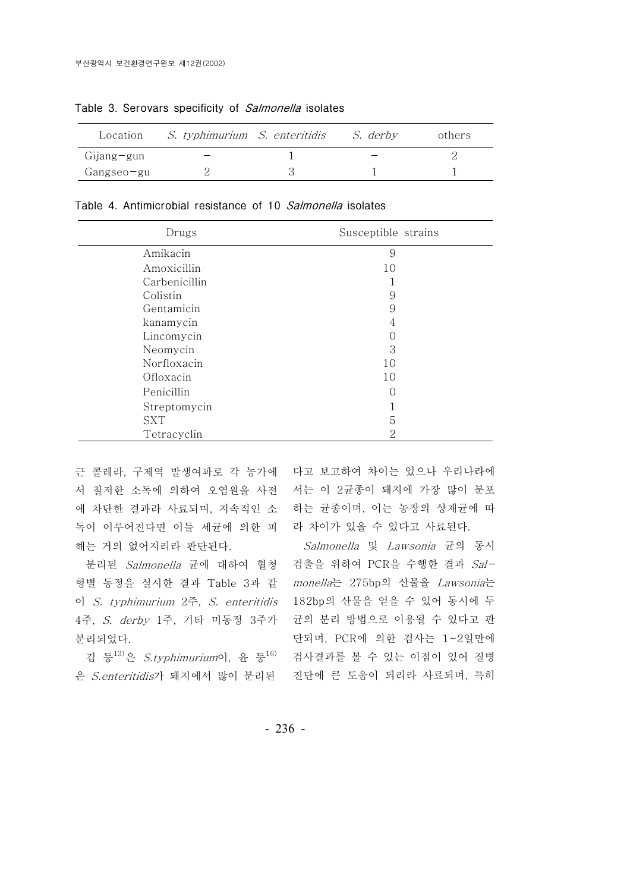Table 3. Serovars specificity of *Salmonella* isolates

| Location | *S. typhimurium* | *S. enteritidis* | *S. derby* | others |
|---|---|---|---|---|
| Gijang-gun | – | 1 | – | 2 |
| Gangseo-gu | 2 | 3 | 1 | 1 |

Table 4. Antimicrobial resistance of 10 *Salmonella* isolates

| Drugs | Susceptible strains |
|---|---|
| Amikacin | 9 |
| Amoxicillin | 10 |
| Carbenicillin | 1 |
| Colistin | 9 |
| Gentamicin | 9 |
| kanamycin | 4 |
| Lincomycin | 0 |
| Neomycin | 3 |
| Norfloxacin | 10 |
| Ofloxacin | 10 |
| Penicillin | 0 |
| Streptomycin | 1 |
| SXT | 5 |
| Tetracyclin | 2 |

근 콜레라, 구제역 발생여파로 각 농가에서 철저한 소독에 의하여 오염원을 사전에 차단한 결과라 사료되며, 지속적인 소독이 이루어진다면 이들 세균에 의한 피해는 거의 없어지리라 판단된다.

분리된 *Salmonella* 균에 대하여 혈청형별 동정을 실시한 결과 Table 3과 같이 *S. typhimurium* 2주, *S. enteritidis* 4주, *S. derby* 1주, 기타 미동정 3주가 분리되었다.

김 등[13]은 *S.typhimurium*이, 윤 등[16]은 *S.enteritidis*가 돼지에서 많이 분리된다고 보고하여 차이는 있으나 우리나라에서는 이 2균종이 돼지에 가장 많이 분포하는 균종이며, 이는 농장의 상재균에 따라 차이가 있을 수 있다고 사료된다.

*Salmonella* 및 *Lawsonia* 균의 동시 검출을 위하여 PCR을 수행한 결과 *Salmonella*는 275bp의 산물을 *Lawsonia*는 182bp의 산물을 얻을 수 있어 동시에 두 균의 분리 방법으로 이용될 수 있다고 판단되며, PCR에 의한 검사는 1~2일만에 검사결과를 볼 수 있는 이점이 있어 질병 진단에 큰 도움이 되리라 사료되며, 특히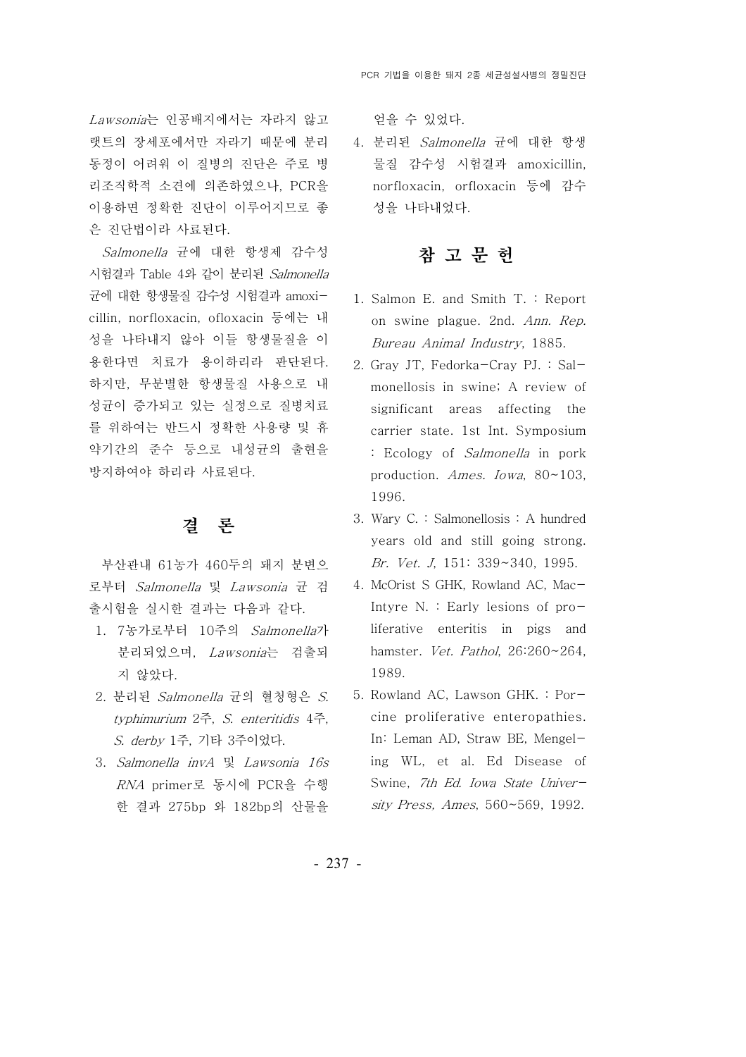*Lawsonia*는 인공배지에서는 자라지 않고 랫트의 장세포에서만 자라기 때문에 분리동정이 어려워 이 질병의 진단은 주로 병리조직학적 소견에 의존하였으나, PCR을 이용하면 정확한 진단이 이루어지므로 좋은 진단법이라 사료된다.

*Salmonella* 균에 대한 항생제 감수성 시험결과 Table 4와 같이 분리된 *Salmonella* 균에 대한 항생물질 감수성 시험결과 amoxicillin, norfloxacin, ofloxacin 등에는 내성을 나타내지 않아 이들 항생물질을 이용한다면 치료가 용이하리라 판단된다. 하지만, 무분별한 항생물질 사용으로 내성균이 증가되고 있는 실정으로 질병치료를 위하여는 반드시 정확한 사용량 및 휴약기간의 준수 등으로 내성균의 출현을 방지하여야 하리라 사료된다.

## 결 론

부산관내 61농가 460두의 돼지 분변으로부터 *Salmonella* 및 *Lawsonia* 균 검출시험을 실시한 결과는 다음과 같다.

1. 7농가로부터 10주의 *Salmonella*가 분리되었으며, *Lawsonia*는 검출되지 않았다.
2. 분리된 *Salmonella* 균의 혈청형은 *S. typhimurium* 2주, *S. enteritidis* 4주, *S. derby* 1주, 기타 3주이었다.
3. *Salmonella invA* 및 *Lawsonia 16s RNA* primer로 동시에 PCR을 수행한 결과 275bp 와 182bp의 산물을 얻을 수 있었다.
4. 분리된 *Salmonella* 균에 대한 항생물질 감수성 시험결과 amoxicillin, norfloxacin, orfloxacin 등에 감수성을 나타내었다.

## 참 고 문 헌

1. Salmon E. and Smith T. : Report on swine plague. 2nd. *Ann. Rep. Bureau Animal Industry*, 1885.
2. Gray JT, Fedorka-Cray PJ. : Salmonellosis in swine; A review of significant areas affecting the carrier state. 1st Int. Symposium : Ecology of *Salmonella* in pork production. *Ames. Iowa*, 80~103, 1996.
3. Wary C. : Salmonellosis : A hundred years old and still going strong. *Br. Vet. J*, 151: 339~340, 1995.
4. McOrist S GHK, Rowland AC, MacIntyre N. : Early lesions of proliferative enteritis in pigs and hamster. *Vet. Pathol*, 26:260~264, 1989.
5. Rowland AC, Lawson GHK. : Porcine proliferative enteropathies. In: Leman AD, Straw BE, Mengeling WL, et al. Ed Disease of Swine, *7th Ed. Iowa State University Press, Ames*, 560~569, 1992.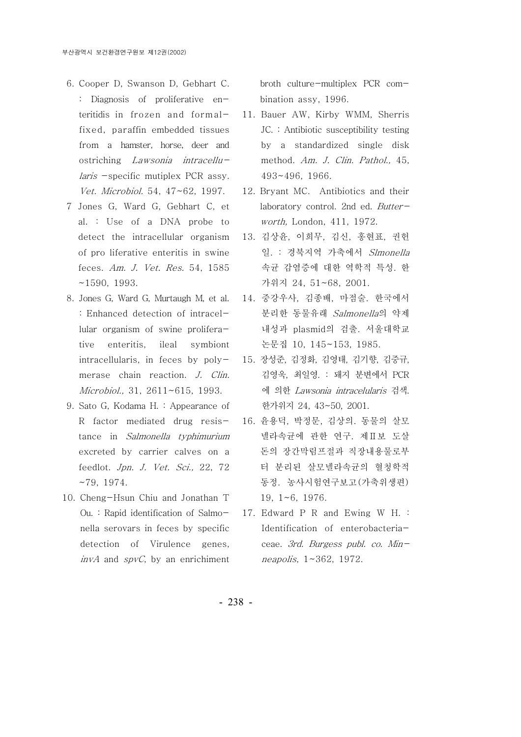6. Cooper D, Swanson D, Gebhart C. : Diagnosis of proliferative enteritidis in frozen and formal-fixed, paraffin embedded tissues from a hamster, horse, deer and ostriching *Lawsonia intracellularis* −specific mutiplex PCR assy. *Vet. Microbiol.* 54, 47~62, 1997.

7 Jones G, Ward G, Gebhart C, et al. : Use of a DNA probe to detect the intracellular organism of pro liferative enteritis in swine feces. *Am. J. Vet. Res.* 54, 1585 ~1590, 1993.

8. Jones G, Ward G, Murtaugh M, et al. : Enhanced detection of intracellular organism of swine proliferative enteritis, ileal symbiont intracellularis, in feces by polymerase chain reaction. *J. Clin. Microbiol.,* 31, 2611~615, 1993.

9. Sato G, Kodama H. : Appearance of R factor mediated drug resistance in *Salmonella typhimurium* excreted by carrier calves on a feedlot. *Jpn. J. Vet. Sci.,* 22, 72 ~79, 1974.

10. Cheng−Hsun Chiu and Jonathan T Ou. : Rapid identification of Salmonella serovars in feces by specific detection of Virulence genes, *invA* and *spvC*, by an enrichiment broth culture−multiplex PCR combination assy, 1996.

11. Bauer AW, Kirby WMM, Sherris JC. : Antibiotic susceptibility testing by a standardized single disk method. *Am. J. Clin. Pathol.,* 45, 493~496, 1966.

12. Bryant MC. Antibiotics and their laboratory control. 2nd ed. *Butterworth,* London, 411, 1972.

13. 김상윤, 이희무, 김신, 홍현표, 권헌일. : 경북지역 가축에서 *Slmonella* 속균 감염증에 대한 역학적 특성. 한가위지 24, 51~68, 2001.

14. 중강우사, 김종배, 마점술. 한국에서 분리한 동물유래 *Salmonella*의 약제 내성과 plasmid의 검출. 서울대학교 논문집 10, 145~153, 1985.

15. 장성준, 김정화, 김영태, 김기향, 김중규, 김영욱, 최일영. : 돼지 분변에서 PCR에 의한 *Lawsonia intracelularis* 검색. 한가위지 24, 43~50, 2001.

16. 윤용덕, 박정문, 김상의. 동물의 살모넬라속균에 관한 연구. 제Ⅱ보 도살돈의 장간막림프절과 직장내용물로부터 분리된 살모넬라속균의 혈청학적 동정. 농사시험연구보고(가축위생편) 19, 1~6, 1976.

17. Edward P R and Ewing W H. : Identification of enterobacteriaceae. *3rd. Burgess publ. co. Minneapolis*, 1~362, 1972.